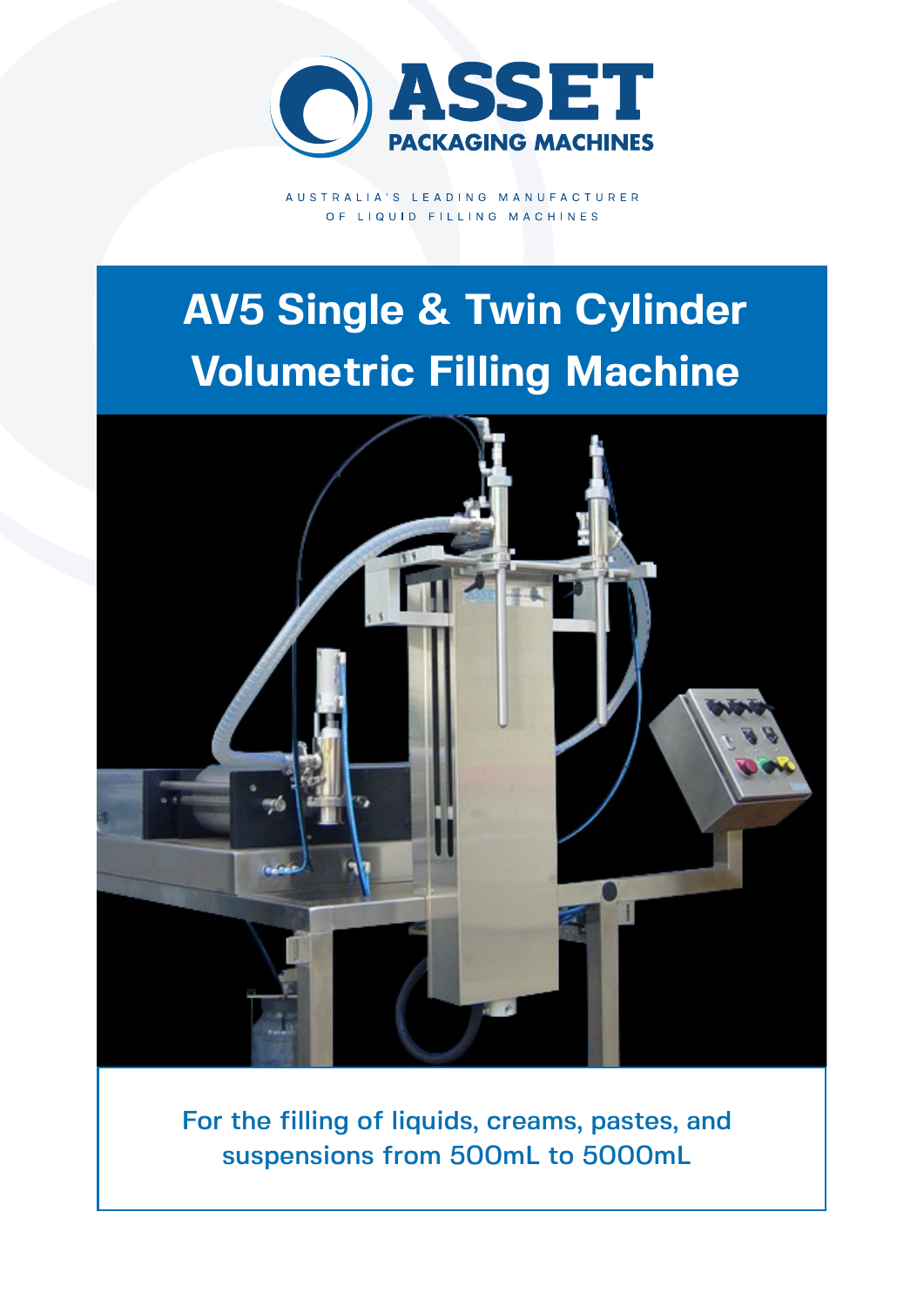ASSET PACKAGING MACHINES

AUSTRALIA'S LEADING MANUFACTURER OF LIQUID FILLING MACHINES

# AV5 Single & Twin Cylinder Volumetric Filling Machine

For the filling of liquids, creams, pastes, and suspensions from 500mL to 5000mL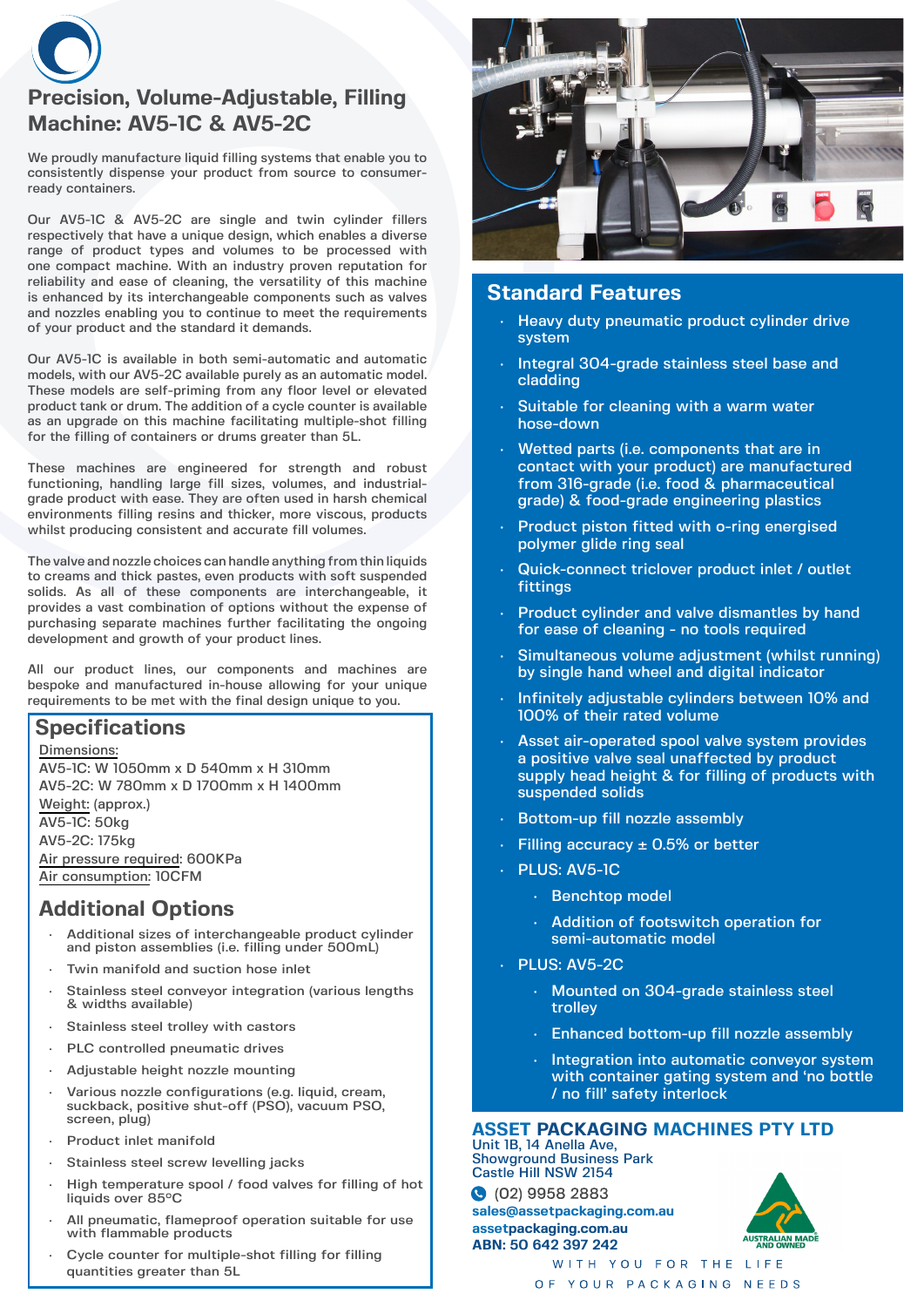# Precision, Volume-Adjustable, Filling Machine: AV5-1C & AV5-2C

We proudly manufacture liquid filling systems that enable you to consistently dispense your product from source to consumer-ready containers.

Our AV5-1C & AV5-2C are single and twin cylinder fillers respectively that have a unique design, which enables a diverse range of product types and volumes to be processed with one compact machine. With an industry proven reputation for reliability and ease of cleaning, the versatility of this machine is enhanced by its interchangeable components such as valves and nozzles enabling you to continue to meet the requirements of your product and the standard it demands.

Our AV5-1C is available in both semi-automatic and automatic models, with our AV5-2C available purely as an automatic model. These models are self-priming from any floor level or elevated product tank or drum. The addition of a cycle counter is available as an upgrade on this machine facilitating multiple-shot filling for the filling of containers or drums greater than 5L.

These machines are engineered for strength and robust functioning, handling large fill sizes, volumes, and industrial-grade product with ease. They are often used in harsh chemical environments filling resins and thicker, more viscous, products whilst producing consistent and accurate fill volumes.

The valve and nozzle choices can handle anything from thin liquids to creams and thick pastes, even products with soft suspended solids. As all of these components are interchangeable, it provides a vast combination of options without the expense of purchasing separate machines further facilitating the ongoing development and growth of your product lines.

All our product lines, our components and machines are bespoke and manufactured in-house allowing for your unique requirements to be met with the final design unique to you.

## Specifications

Dimensions:
AV5-1C: W 1050mm x D 540mm x H 310mm
AV5-2C: W 780mm x D 1700mm x H 1400mm
Weight: (approx.)
AV5-1C: 50kg
AV5-2C: 175kg
Air pressure required: 600KPa
Air consumption: 10CFM

## Additional Options

- Additional sizes of interchangeable product cylinder and piston assemblies (i.e. filling under 500mL)
- Twin manifold and suction hose inlet
- Stainless steel conveyor integration (various lengths & widths available)
- Stainless steel trolley with castors
- PLC controlled pneumatic drives
- Adjustable height nozzle mounting
- Various nozzle configurations (e.g. liquid, cream, suckback, positive shut-off (PSO), vacuum PSO, screen, plug)
- Product inlet manifold
- Stainless steel screw levelling jacks
- High temperature spool / food valves for filling of hot liquids over 85ºC
- All pneumatic, flameproof operation suitable for use with flammable products
- Cycle counter for multiple-shot filling for filling quantities greater than 5L

## Standard Features

- Heavy duty pneumatic product cylinder drive system
- Integral 304-grade stainless steel base and cladding
- Suitable for cleaning with a warm water hose-down
- Wetted parts (i.e. components that are in contact with your product) are manufactured from 316-grade (i.e. food & pharmaceutical grade) & food-grade engineering plastics
- Product piston fitted with o-ring energised polymer glide ring seal
- Quick-connect triclover product inlet / outlet fittings
- Product cylinder and valve dismantles by hand for ease of cleaning - no tools required
- Simultaneous volume adjustment (whilst running) by single hand wheel and digital indicator
- Infinitely adjustable cylinders between 10% and 100% of their rated volume
- Asset air-operated spool valve system provides a positive valve seal unaffected by product supply head height & for filling of products with suspended solids
- Bottom-up fill nozzle assembly
- Filling accuracy ± 0.5% or better
- PLUS: AV5-1C
  - Benchtop model
  - Addition of footswitch operation for semi-automatic model
- PLUS: AV5-2C
  - Mounted on 304-grade stainless steel trolley
  - Enhanced bottom-up fill nozzle assembly
  - Integration into automatic conveyor system with container gating system and 'no bottle / no fill' safety interlock

**ASSET PACKAGING MACHINES PTY LTD**
Unit 1B, 14 Anella Ave,
Showground Business Park
Castle Hill NSW 2154
(02) 9958 2883
sales@assetpackaging.com.au
assetpackaging.com.au
ABN: 50 642 397 242

AUSTRALIAN MADE AND OWNED

WITH YOU FOR THE LIFE OF YOUR PACKAGING NEEDS